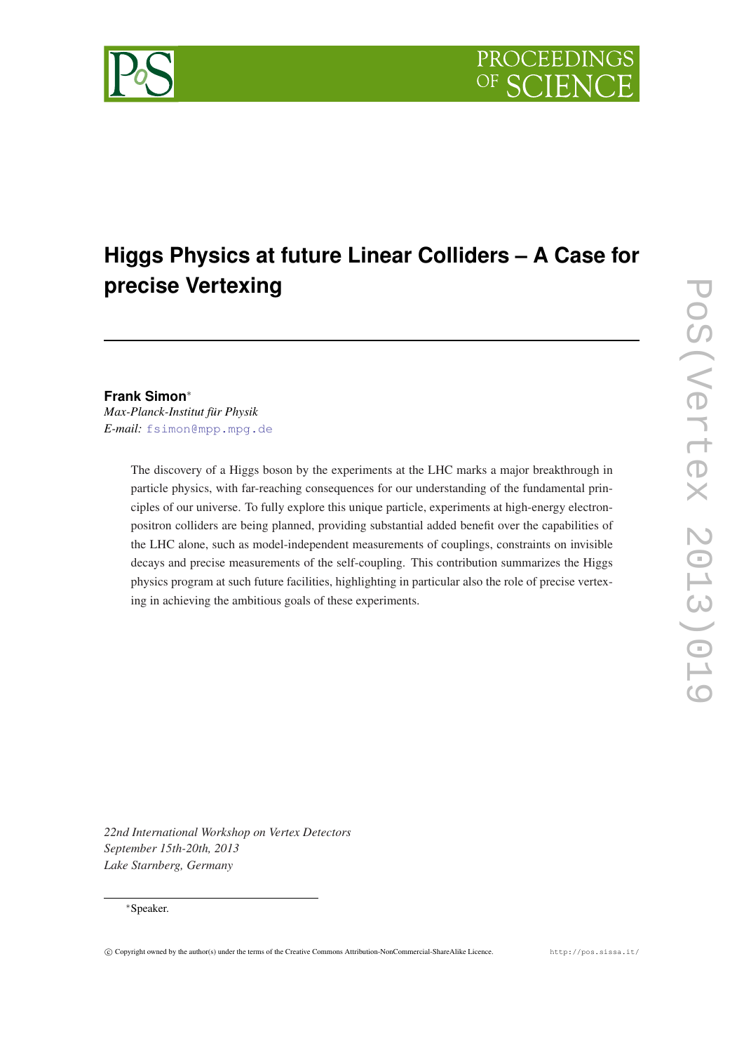# Higgs Physics at future Linear Colliders – A Case for precise Vertexing

**Frank Simon***

*Max-Planck-Institut für Physik*

*E-mail:* fsimon@mpp.mpg.de

The discovery of a Higgs boson by the experiments at the LHC marks a major breakthrough in particle physics, with far-reaching consequences for our understanding of the fundamental principles of our universe. To fully explore this unique particle, experiments at high-energy electron-positron colliders are being planned, providing substantial added benefit over the capabilities of the LHC alone, such as model-independent measurements of couplings, constraints on invisible decays and precise measurements of the self-coupling. This contribution summarizes the Higgs physics program at such future facilities, highlighting in particular also the role of precise vertexing in achieving the ambitious goals of these experiments.

*22nd International Workshop on Vertex Detectors*
*September 15th-20th, 2013*
*Lake Starnberg, Germany*

*Speaker.

© Copyright owned by the author(s) under the terms of the Creative Commons Attribution-NonCommercial-ShareAlike Licence. http://pos.sissa.it/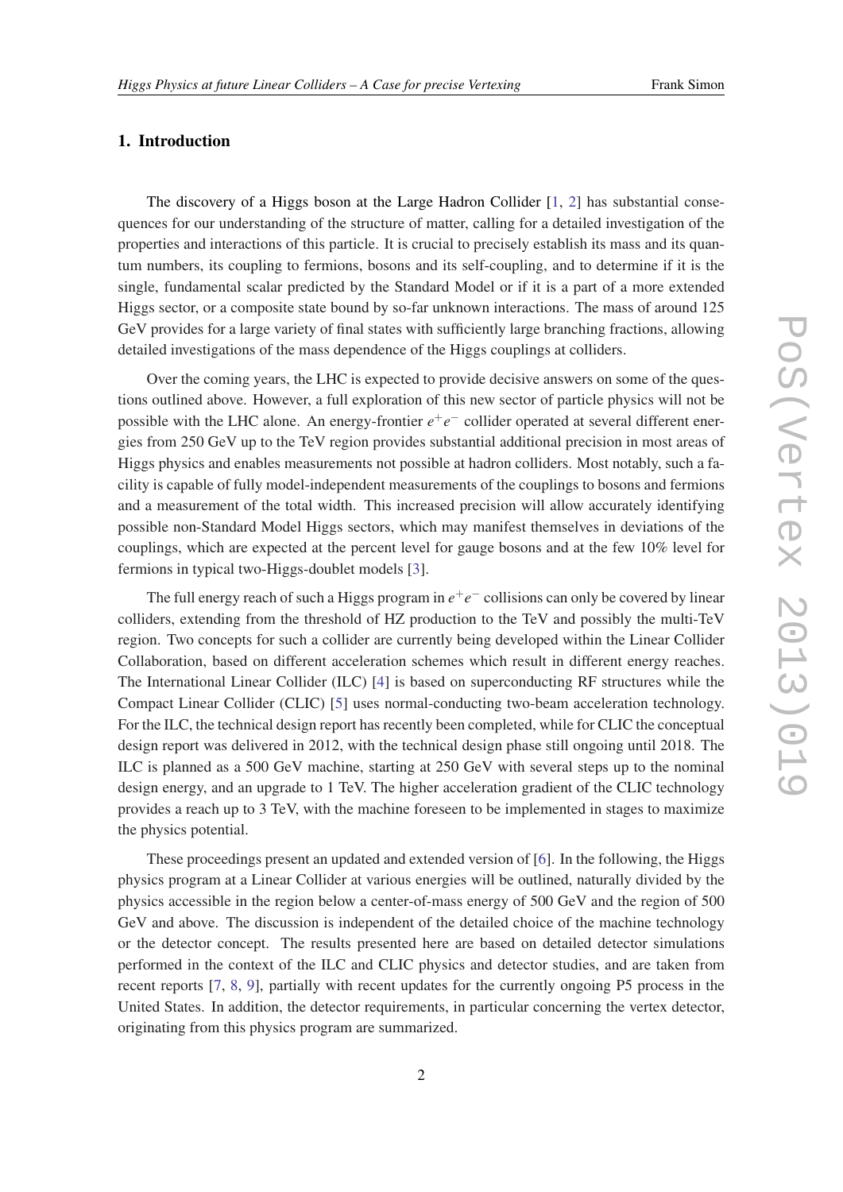## 1. Introduction

The discovery of a Higgs boson at the Large Hadron Collider [1, 2] has substantial consequences for our understanding of the structure of matter, calling for a detailed investigation of the properties and interactions of this particle. It is crucial to precisely establish its mass and its quantum numbers, its coupling to fermions, bosons and its self-coupling, and to determine if it is the single, fundamental scalar predicted by the Standard Model or if it is a part of a more extended Higgs sector, or a composite state bound by so-far unknown interactions. The mass of around 125 GeV provides for a large variety of final states with sufficiently large branching fractions, allowing detailed investigations of the mass dependence of the Higgs couplings at colliders.

Over the coming years, the LHC is expected to provide decisive answers on some of the questions outlined above. However, a full exploration of this new sector of particle physics will not be possible with the LHC alone. An energy-frontier $e^+e^-$ collider operated at several different energies from 250 GeV up to the TeV region provides substantial additional precision in most areas of Higgs physics and enables measurements not possible at hadron colliders. Most notably, such a facility is capable of fully model-independent measurements of the couplings to bosons and fermions and a measurement of the total width. This increased precision will allow accurately identifying possible non-Standard Model Higgs sectors, which may manifest themselves in deviations of the couplings, which are expected at the percent level for gauge bosons and at the few 10% level for fermions in typical two-Higgs-doublet models [3].

The full energy reach of such a Higgs program in $e^+e^-$ collisions can only be covered by linear colliders, extending from the threshold of HZ production to the TeV and possibly the multi-TeV region. Two concepts for such a collider are currently being developed within the Linear Collider Collaboration, based on different acceleration schemes which result in different energy reaches. The International Linear Collider (ILC) [4] is based on superconducting RF structures while the Compact Linear Collider (CLIC) [5] uses normal-conducting two-beam acceleration technology. For the ILC, the technical design report has recently been completed, while for CLIC the conceptual design report was delivered in 2012, with the technical design phase still ongoing until 2018. The ILC is planned as a 500 GeV machine, starting at 250 GeV with several steps up to the nominal design energy, and an upgrade to 1 TeV. The higher acceleration gradient of the CLIC technology provides a reach up to 3 TeV, with the machine foreseen to be implemented in stages to maximize the physics potential.

These proceedings present an updated and extended version of [6]. In the following, the Higgs physics program at a Linear Collider at various energies will be outlined, naturally divided by the physics accessible in the region below a center-of-mass energy of 500 GeV and the region of 500 GeV and above. The discussion is independent of the detailed choice of the machine technology or the detector concept. The results presented here are based on detailed detector simulations performed in the context of the ILC and CLIC physics and detector studies, and are taken from recent reports [7, 8, 9], partially with recent updates for the currently ongoing P5 process in the United States. In addition, the detector requirements, in particular concerning the vertex detector, originating from this physics program are summarized.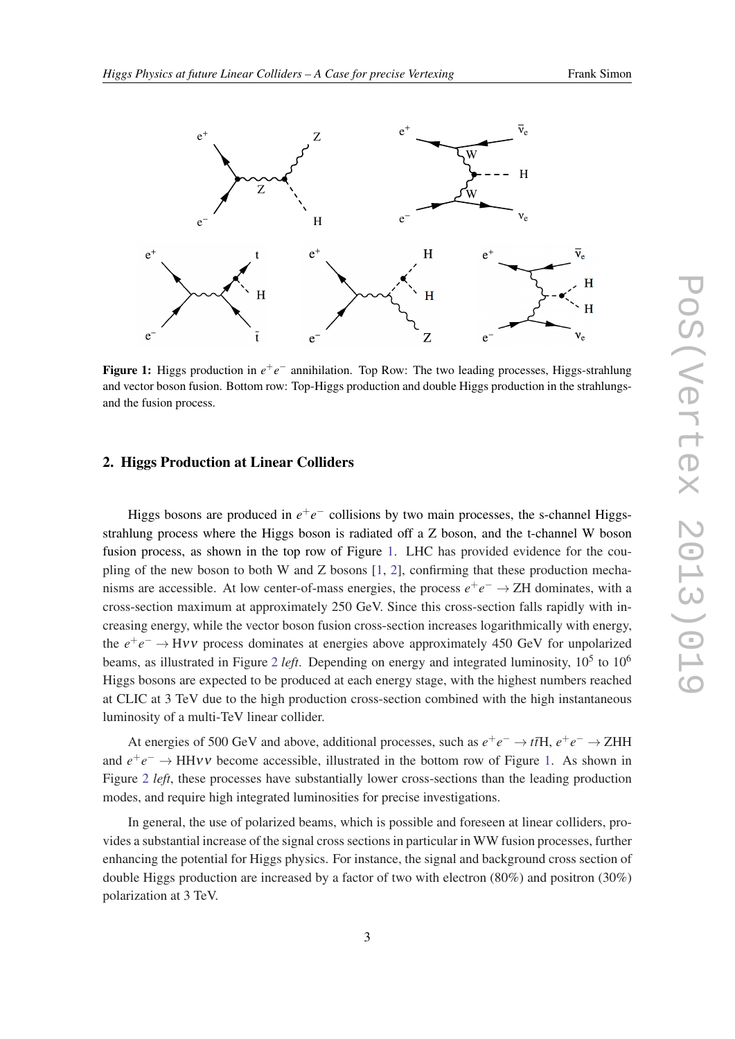**Figure 1:** Higgs production in $e^+e^-$ annihilation. Top Row: The two leading processes, Higgs-strahlung and vector boson fusion. Bottom row: Top-Higgs production and double Higgs production in the strahlungs- and the fusion process.

## 2. Higgs Production at Linear Colliders

Higgs bosons are produced in $e^+e^-$ collisions by two main processes, the s-channel Higgs-strahlung process where the Higgs boson is radiated off a Z boson, and the t-channel W boson fusion process, as shown in the top row of Figure 1. LHC has provided evidence for the coupling of the new boson to both W and Z bosons [1, 2], confirming that these production mechanisms are accessible. At low center-of-mass energies, the process $e^+e^- \rightarrow \mathrm{ZH}$ dominates, with a cross-section maximum at approximately 250 GeV. Since this cross-section falls rapidly with increasing energy, while the vector boson fusion cross-section increases logarithmically with energy, the $e^+e^- \rightarrow \mathrm{H}\nu\nu$ process dominates at energies above approximately 450 GeV for unpolarized beams, as illustrated in Figure 2 *left*. Depending on energy and integrated luminosity, $10^5$ to $10^6$ Higgs bosons are expected to be produced at each energy stage, with the highest numbers reached at CLIC at 3 TeV due to the high production cross-section combined with the high instantaneous luminosity of a multi-TeV linear collider.

At energies of 500 GeV and above, additional processes, such as $e^+e^- \rightarrow t\bar{t}\mathrm{H}$, $e^+e^- \rightarrow \mathrm{ZHH}$ and $e^+e^- \rightarrow \mathrm{HH}\nu\nu$ become accessible, illustrated in the bottom row of Figure 1. As shown in Figure 2 *left*, these processes have substantially lower cross-sections than the leading production modes, and require high integrated luminosities for precise investigations.

In general, the use of polarized beams, which is possible and foreseen at linear colliders, provides a substantial increase of the signal cross sections in particular in WW fusion processes, further enhancing the potential for Higgs physics. For instance, the signal and background cross section of double Higgs production are increased by a factor of two with electron (80%) and positron (30%) polarization at 3 TeV.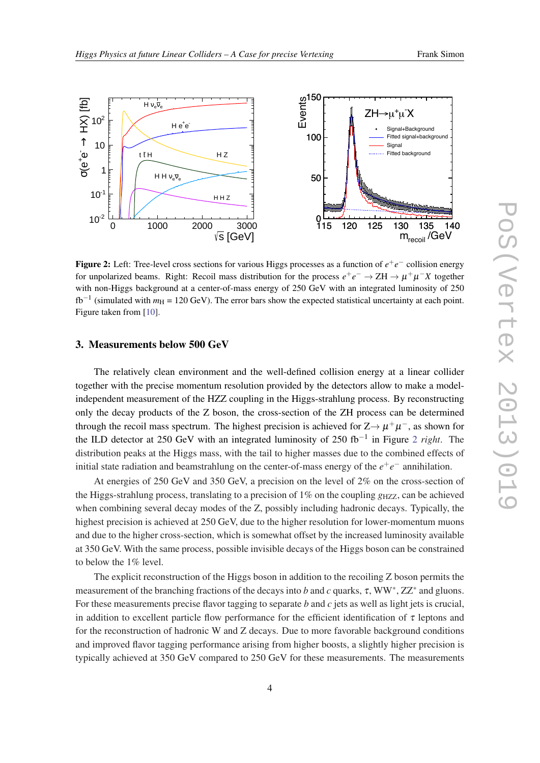**Figure 2:** Left: Tree-level cross sections for various Higgs processes as a function of $e^+e^-$ collision energy for unpolarized beams. Right: Recoil mass distribution for the process $e^+e^- \to \mathrm{ZH} \to \mu^+\mu^- X$ together with non-Higgs background at a center-of-mass energy of 250 GeV with an integrated luminosity of 250 fb$^{-1}$ (simulated with $m_{\mathrm{H}}$ = 120 GeV). The error bars show the expected statistical uncertainty at each point. Figure taken from [10].

## 3. Measurements below 500 GeV

The relatively clean environment and the well-defined collision energy at a linear collider together with the precise momentum resolution provided by the detectors allow to make a model-independent measurement of the HZZ coupling in the Higgs-strahlung process. By reconstructing only the decay products of the Z boson, the cross-section of the ZH process can be determined through the recoil mass spectrum. The highest precision is achieved for Z$\to \mu^+\mu^-$, as shown for the ILD detector at 250 GeV with an integrated luminosity of 250 fb$^{-1}$ in Figure 2 *right*. The distribution peaks at the Higgs mass, with the tail to higher masses due to the combined effects of initial state radiation and beamstrahlung on the center-of-mass energy of the $e^+e^-$ annihilation.

At energies of 250 GeV and 350 GeV, a precision on the level of 2% on the cross-section of the Higgs-strahlung process, translating to a precision of 1% on the coupling $g_{\mathrm{HZZ}}$, can be achieved when combining several decay modes of the Z, possibly including hadronic decays. Typically, the highest precision is achieved at 250 GeV, due to the higher resolution for lower-momentum muons and due to the higher cross-section, which is somewhat offset by the increased luminosity available at 350 GeV. With the same process, possible invisible decays of the Higgs boson can be constrained to below the 1% level.

The explicit reconstruction of the Higgs boson in addition to the recoiling Z boson permits the measurement of the branching fractions of the decays into $b$ and $c$ quarks, $\tau$, WW$^*$, ZZ$^*$ and gluons. For these measurements precise flavor tagging to separate $b$ and $c$ jets as well as light jets is crucial, in addition to excellent particle flow performance for the efficient identification of $\tau$ leptons and for the reconstruction of hadronic W and Z decays. Due to more favorable background conditions and improved flavor tagging performance arising from higher boosts, a slightly higher precision is typically achieved at 350 GeV compared to 250 GeV for these measurements. The measurements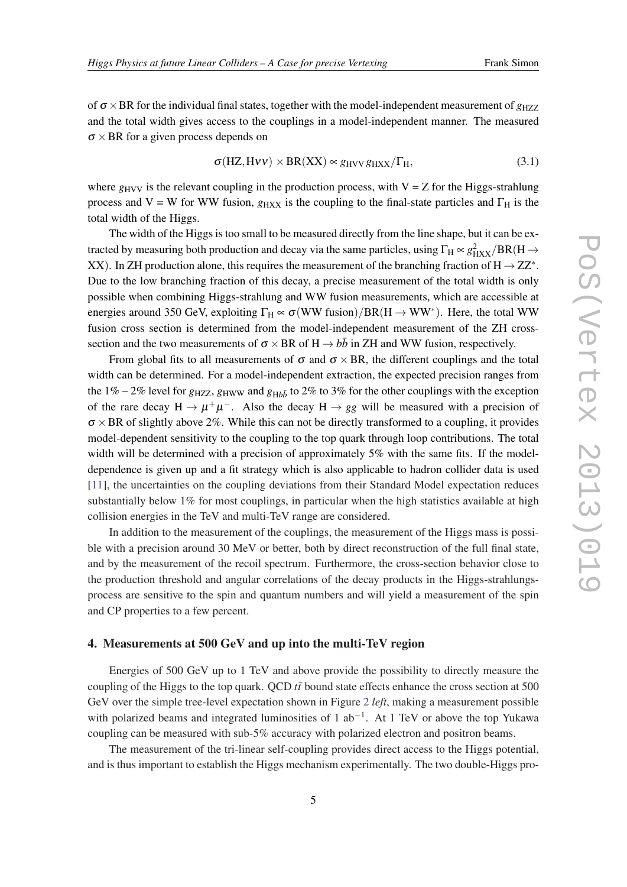of $\sigma \times \mathrm{BR}$ for the individual final states, together with the model-independent measurement of $g_{\mathrm{HZZ}}$ and the total width gives access to the couplings in a model-independent manner. The measured $\sigma \times \mathrm{BR}$ for a given process depends on

$$\sigma(\mathrm{HZ}, \mathrm{H}\nu\nu) \times \mathrm{BR}(\mathrm{XX}) \propto g_{\mathrm{HVV}}\, g_{\mathrm{HXX}}/\Gamma_{\mathrm{H}}, \tag{3.1}$$

where $g_{\mathrm{HVV}}$ is the relevant coupling in the production process, with V = Z for the Higgs-strahlung process and V = W for WW fusion, $g_{\mathrm{HXX}}$ is the coupling to the final-state particles and $\Gamma_{\mathrm{H}}$ is the total width of the Higgs.

The width of the Higgs is too small to be measured directly from the line shape, but it can be extracted by measuring both production and decay via the same particles, using $\Gamma_{\mathrm{H}} \propto g^2_{\mathrm{HXX}}/\mathrm{BR}(\mathrm{H} \rightarrow \mathrm{XX})$. In ZH production alone, this requires the measurement of the branching fraction of $\mathrm{H} \rightarrow \mathrm{ZZ}^*$. Due to the low branching fraction of this decay, a precise measurement of the total width is only possible when combining Higgs-strahlung and WW fusion measurements, which are accessible at energies around 350 GeV, exploiting $\Gamma_{\mathrm{H}} \propto \sigma(\mathrm{WW\ fusion})/\mathrm{BR}(\mathrm{H} \rightarrow \mathrm{WW}^*)$. Here, the total WW fusion cross section is determined from the model-independent measurement of the ZH cross-section and the two measurements of $\sigma \times \mathrm{BR}$ of $\mathrm{H} \rightarrow b\bar{b}$ in ZH and WW fusion, respectively.

From global fits to all measurements of $\sigma$ and $\sigma \times \mathrm{BR}$, the different couplings and the total width can be determined. For a model-independent extraction, the expected precision ranges from the 1% – 2% level for $g_{\mathrm{HZZ}}$, $g_{\mathrm{HWW}}$ and $g_{\mathrm{H}b\bar{b}}$ to 2% to 3% for the other couplings with the exception of the rare decay $\mathrm{H} \rightarrow \mu^+\mu^-$. Also the decay $\mathrm{H} \rightarrow gg$ will be measured with a precision of $\sigma \times \mathrm{BR}$ of slightly above 2%. While this can not be directly transformed to a coupling, it provides model-dependent sensitivity to the coupling to the top quark through loop contributions. The total width will be determined with a precision of approximately 5% with the same fits. If the model-dependence is given up and a fit strategy which is also applicable to hadron collider data is used [11], the uncertainties on the coupling deviations from their Standard Model expectation reduces substantially below 1% for most couplings, in particular when the high statistics available at high collision energies in the TeV and multi-TeV range are considered.

In addition to the measurement of the couplings, the measurement of the Higgs mass is possible with a precision around 30 MeV or better, both by direct reconstruction of the full final state, and by the measurement of the recoil spectrum. Furthermore, the cross-section behavior close to the production threshold and angular correlations of the decay products in the Higgs-strahlungs-process are sensitive to the spin and quantum numbers and will yield a measurement of the spin and CP properties to a few percent.

## 4. Measurements at 500 GeV and up into the multi-TeV region

Energies of 500 GeV up to 1 TeV and above provide the possibility to directly measure the coupling of the Higgs to the top quark. QCD $t\bar{t}$ bound state effects enhance the cross section at 500 GeV over the simple tree-level expectation shown in Figure 2 *left*, making a measurement possible with polarized beams and integrated luminosities of 1 ab$^{-1}$. At 1 TeV or above the top Yukawa coupling can be measured with sub-5% accuracy with polarized electron and positron beams.

The measurement of the tri-linear self-coupling provides direct access to the Higgs potential, and is thus important to establish the Higgs mechanism experimentally. The two double-Higgs pro-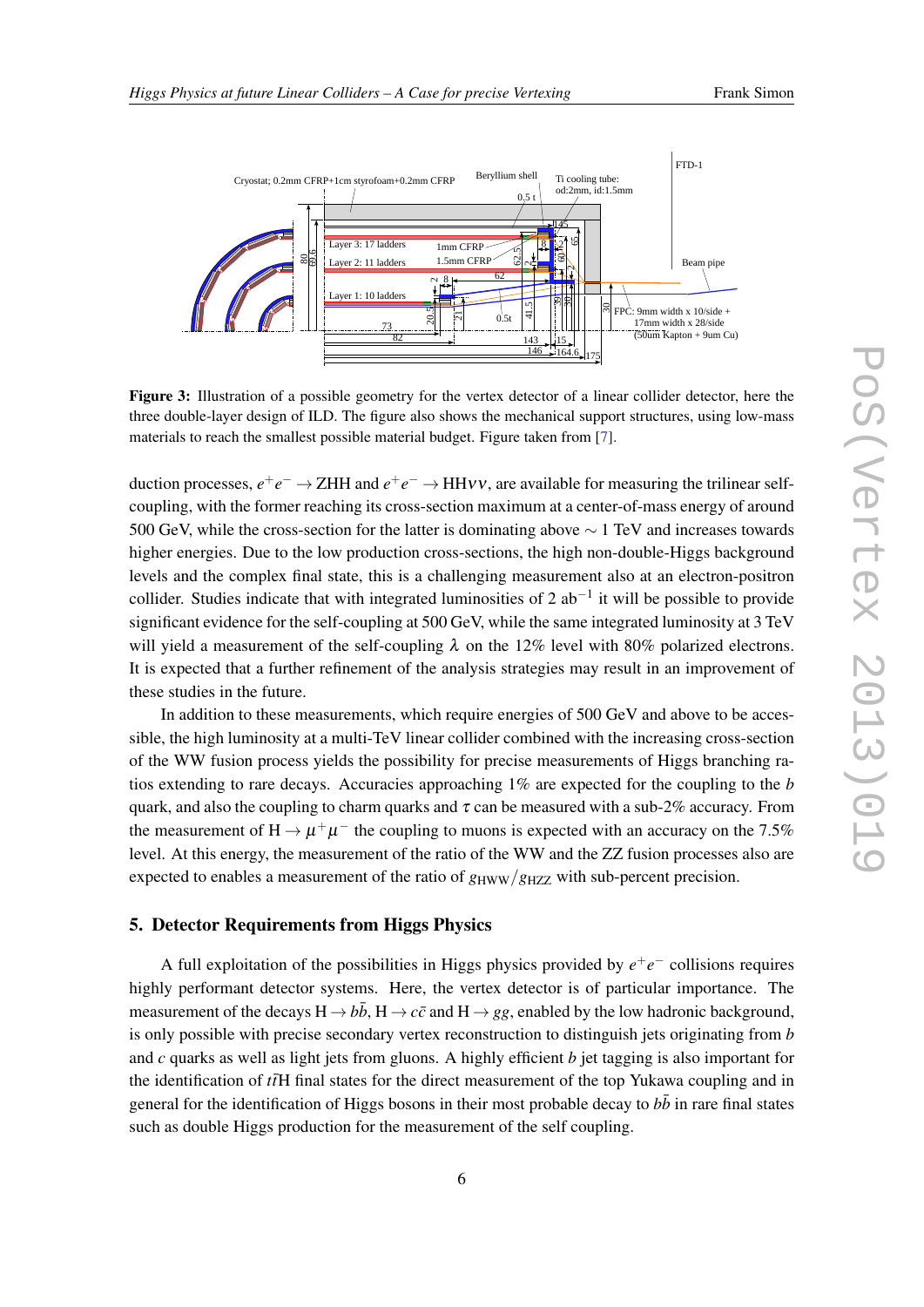**Figure 3:** Illustration of a possible geometry for the vertex detector of a linear collider detector, here the three double-layer design of ILD. The figure also shows the mechanical support structures, using low-mass materials to reach the smallest possible material budget. Figure taken from [7].

duction processes, $e^+e^- \to$ ZHH and $e^+e^- \to$ HH$\nu\nu$, are available for measuring the trilinear self-coupling, with the former reaching its cross-section maximum at a center-of-mass energy of around 500 GeV, while the cross-section for the latter is dominating above $\sim$ 1 TeV and increases towards higher energies. Due to the low production cross-sections, the high non-double-Higgs background levels and the complex final state, this is a challenging measurement also at an electron-positron collider. Studies indicate that with integrated luminosities of 2 ab$^{-1}$ it will be possible to provide significant evidence for the self-coupling at 500 GeV, while the same integrated luminosity at 3 TeV will yield a measurement of the self-coupling $\lambda$ on the 12% level with 80% polarized electrons. It is expected that a further refinement of the analysis strategies may result in an improvement of these studies in the future.

In addition to these measurements, which require energies of 500 GeV and above to be accessible, the high luminosity at a multi-TeV linear collider combined with the increasing cross-section of the WW fusion process yields the possibility for precise measurements of Higgs branching ratios extending to rare decays. Accuracies approaching 1% are expected for the coupling to the $b$ quark, and also the coupling to charm quarks and $\tau$ can be measured with a sub-2% accuracy. From the measurement of H $\to \mu^+\mu^-$ the coupling to muons is expected with an accuracy on the 7.5% level. At this energy, the measurement of the ratio of the WW and the ZZ fusion processes also are expected to enables a measurement of the ratio of $g_{\mathrm{HWW}}/g_{\mathrm{HZZ}}$ with sub-percent precision.

## 5. Detector Requirements from Higgs Physics

A full exploitation of the possibilities in Higgs physics provided by $e^+e^-$ collisions requires highly performant detector systems. Here, the vertex detector is of particular importance. The measurement of the decays H $\to b\bar{b}$, H $\to c\bar{c}$ and H $\to gg$, enabled by the low hadronic background, is only possible with precise secondary vertex reconstruction to distinguish jets originating from $b$ and $c$ quarks as well as light jets from gluons. A highly efficient $b$ jet tagging is also important for the identification of $t\bar{t}$H final states for the direct measurement of the top Yukawa coupling and in general for the identification of Higgs bosons in their most probable decay to $b\bar{b}$ in rare final states such as double Higgs production for the measurement of the self coupling.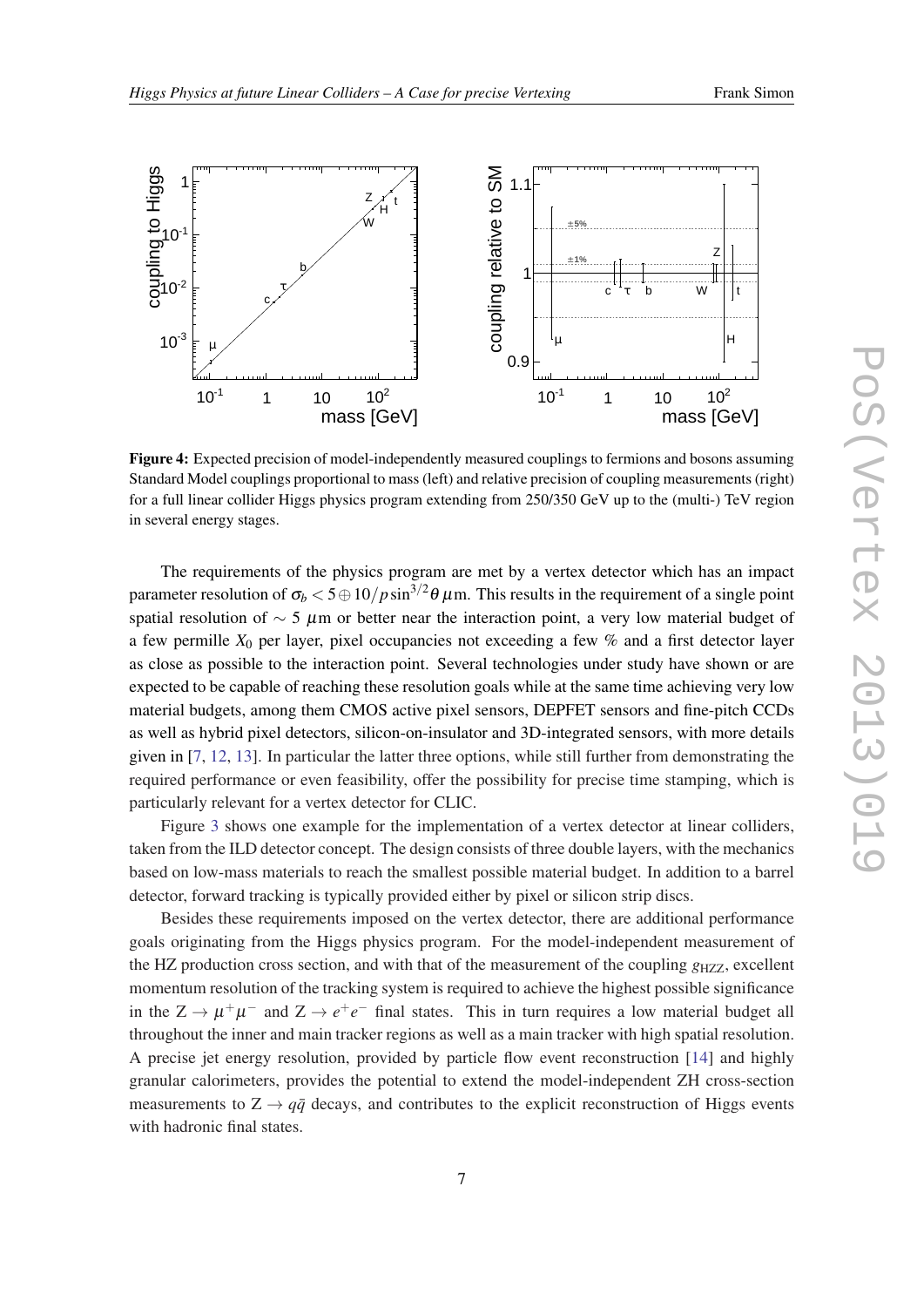**Figure 4:** Expected precision of model-independently measured couplings to fermions and bosons assuming Standard Model couplings proportional to mass (left) and relative precision of coupling measurements (right) for a full linear collider Higgs physics program extending from 250/350 GeV up to the (multi-) TeV region in several energy stages.

The requirements of the physics program are met by a vertex detector which has an impact parameter resolution of $\sigma_b < 5 \oplus 10/p\sin^{3/2}\theta\,\mu$m. This results in the requirement of a single point spatial resolution of $\sim 5\ \mu$m or better near the interaction point, a very low material budget of a few permille $X_0$ per layer, pixel occupancies not exceeding a few % and a first detector layer as close as possible to the interaction point. Several technologies under study have shown or are expected to be capable of reaching these resolution goals while at the same time achieving very low material budgets, among them CMOS active pixel sensors, DEPFET sensors and fine-pitch CCDs as well as hybrid pixel detectors, silicon-on-insulator and 3D-integrated sensors, with more details given in [7, 12, 13]. In particular the latter three options, while still further from demonstrating the required performance or even feasibility, offer the possibility for precise time stamping, which is particularly relevant for a vertex detector for CLIC.

Figure 3 shows one example for the implementation of a vertex detector at linear colliders, taken from the ILD detector concept. The design consists of three double layers, with the mechanics based on low-mass materials to reach the smallest possible material budget. In addition to a barrel detector, forward tracking is typically provided either by pixel or silicon strip discs.

Besides these requirements imposed on the vertex detector, there are additional performance goals originating from the Higgs physics program. For the model-independent measurement of the HZ production cross section, and with that of the measurement of the coupling $g_{\mathrm{HZZ}}$, excellent momentum resolution of the tracking system is required to achieve the highest possible significance in the $\mathrm{Z} \to \mu^+\mu^-$ and $\mathrm{Z} \to e^+e^-$ final states. This in turn requires a low material budget all throughout the inner and main tracker regions as well as a main tracker with high spatial resolution. A precise jet energy resolution, provided by particle flow event reconstruction [14] and highly granular calorimeters, provides the potential to extend the model-independent ZH cross-section measurements to $\mathrm{Z} \to q\bar{q}$ decays, and contributes to the explicit reconstruction of Higgs events with hadronic final states.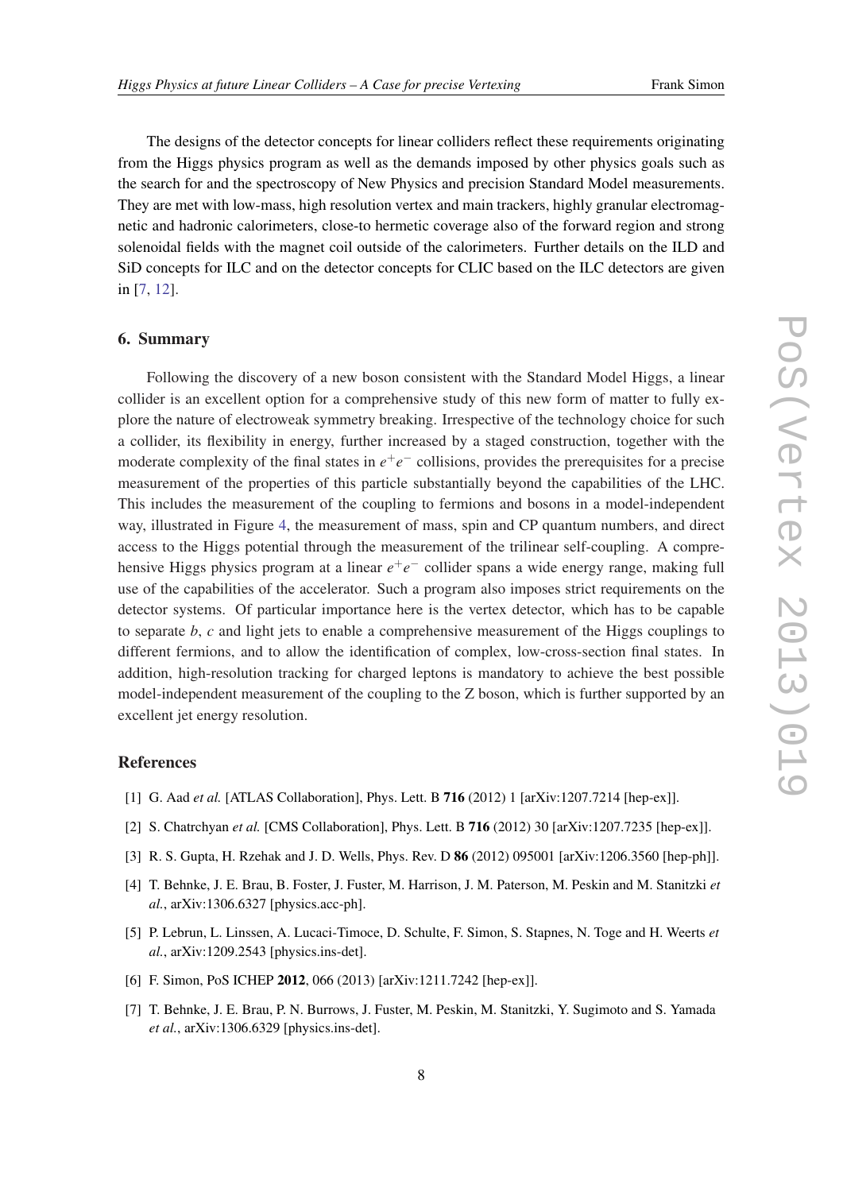The designs of the detector concepts for linear colliders reflect these requirements originating from the Higgs physics program as well as the demands imposed by other physics goals such as the search for and the spectroscopy of New Physics and precision Standard Model measurements. They are met with low-mass, high resolution vertex and main trackers, highly granular electromagnetic and hadronic calorimeters, close-to hermetic coverage also of the forward region and strong solenoidal fields with the magnet coil outside of the calorimeters. Further details on the ILD and SiD concepts for ILC and on the detector concepts for CLIC based on the ILC detectors are given in [7, 12].

## 6. Summary

Following the discovery of a new boson consistent with the Standard Model Higgs, a linear collider is an excellent option for a comprehensive study of this new form of matter to fully explore the nature of electroweak symmetry breaking. Irrespective of the technology choice for such a collider, its flexibility in energy, further increased by a staged construction, together with the moderate complexity of the final states in $e^+e^-$ collisions, provides the prerequisites for a precise measurement of the properties of this particle substantially beyond the capabilities of the LHC. This includes the measurement of the coupling to fermions and bosons in a model-independent way, illustrated in Figure 4, the measurement of mass, spin and CP quantum numbers, and direct access to the Higgs potential through the measurement of the trilinear self-coupling. A comprehensive Higgs physics program at a linear $e^+e^-$ collider spans a wide energy range, making full use of the capabilities of the accelerator. Such a program also imposes strict requirements on the detector systems. Of particular importance here is the vertex detector, which has to be capable to separate $b$, $c$ and light jets to enable a comprehensive measurement of the Higgs couplings to different fermions, and to allow the identification of complex, low-cross-section final states. In addition, high-resolution tracking for charged leptons is mandatory to achieve the best possible model-independent measurement of the coupling to the Z boson, which is further supported by an excellent jet energy resolution.

## References

[1] G. Aad *et al.* [ATLAS Collaboration], Phys. Lett. B **716** (2012) 1 [arXiv:1207.7214 [hep-ex]].

[2] S. Chatrchyan *et al.* [CMS Collaboration], Phys. Lett. B **716** (2012) 30 [arXiv:1207.7235 [hep-ex]].

[3] R. S. Gupta, H. Rzehak and J. D. Wells, Phys. Rev. D **86** (2012) 095001 [arXiv:1206.3560 [hep-ph]].

[4] T. Behnke, J. E. Brau, B. Foster, J. Fuster, M. Harrison, J. M. Paterson, M. Peskin and M. Stanitzki *et al.*, arXiv:1306.6327 [physics.acc-ph].

[5] P. Lebrun, L. Linssen, A. Lucaci-Timoce, D. Schulte, F. Simon, S. Stapnes, N. Toge and H. Weerts *et al.*, arXiv:1209.2543 [physics.ins-det].

[6] F. Simon, PoS ICHEP **2012**, 066 (2013) [arXiv:1211.7242 [hep-ex]].

[7] T. Behnke, J. E. Brau, P. N. Burrows, J. Fuster, M. Peskin, M. Stanitzki, Y. Sugimoto and S. Yamada *et al.*, arXiv:1306.6329 [physics.ins-det].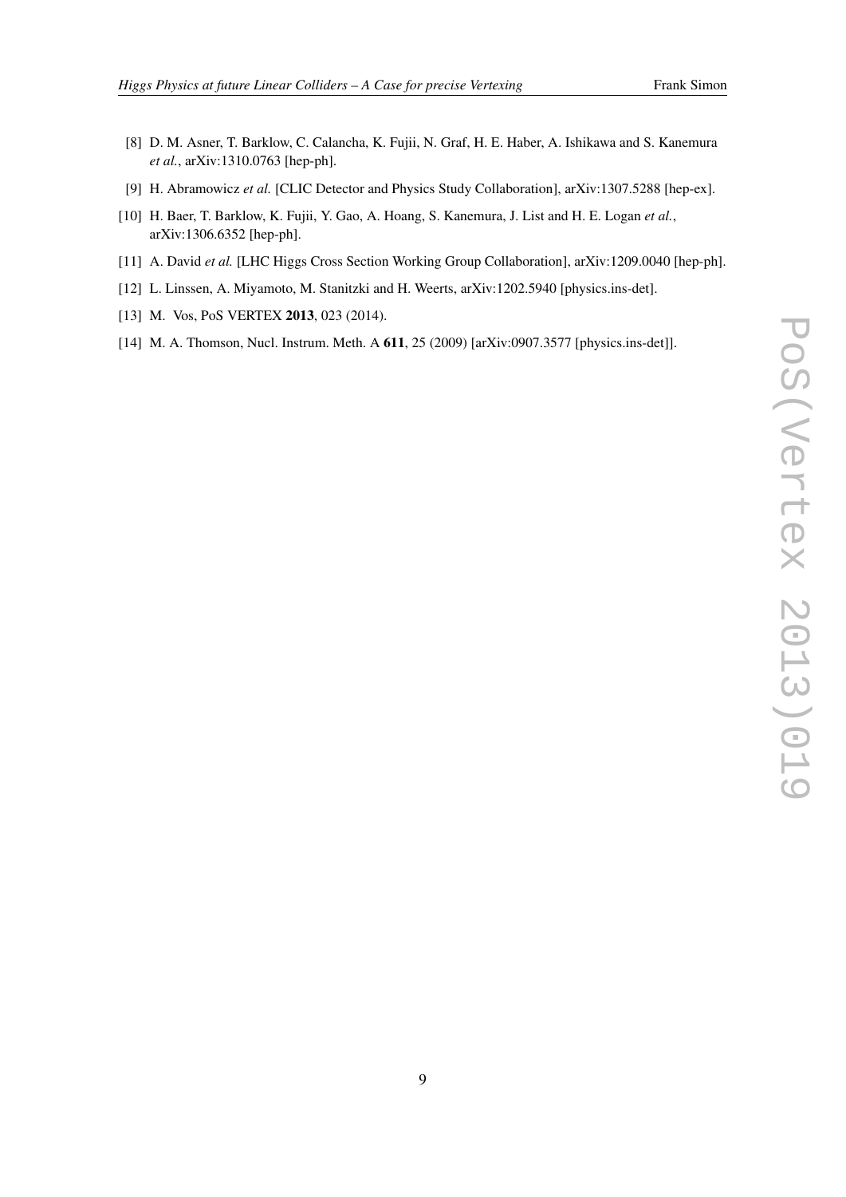[8] D. M. Asner, T. Barklow, C. Calancha, K. Fujii, N. Graf, H. E. Haber, A. Ishikawa and S. Kanemura *et al.*, arXiv:1310.0763 [hep-ph].

[9] H. Abramowicz *et al.* [CLIC Detector and Physics Study Collaboration], arXiv:1307.5288 [hep-ex].

[10] H. Baer, T. Barklow, K. Fujii, Y. Gao, A. Hoang, S. Kanemura, J. List and H. E. Logan *et al.*, arXiv:1306.6352 [hep-ph].

[11] A. David *et al.* [LHC Higgs Cross Section Working Group Collaboration], arXiv:1209.0040 [hep-ph].

[12] L. Linssen, A. Miyamoto, M. Stanitzki and H. Weerts, arXiv:1202.5940 [physics.ins-det].

[13] M. Vos, PoS VERTEX **2013**, 023 (2014).

[14] M. A. Thomson, Nucl. Instrum. Meth. A **611**, 25 (2009) [arXiv:0907.3577 [physics.ins-det]].